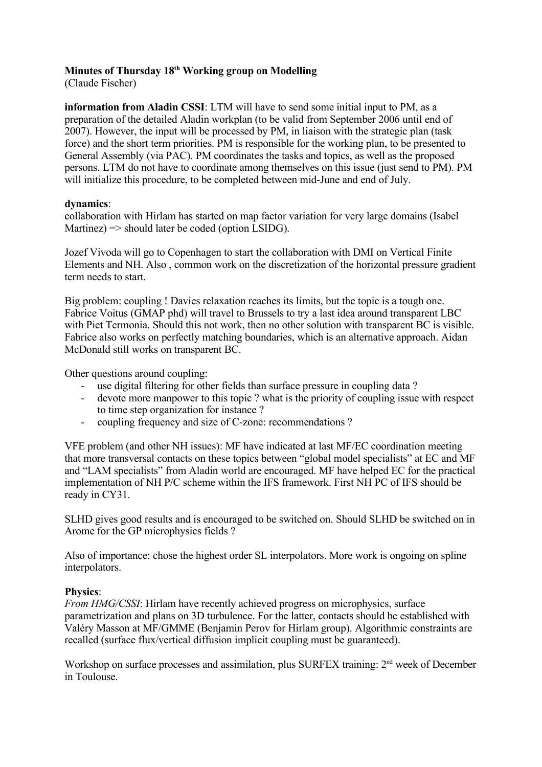**Minutes of Thursday 18th Working group on Modelling**
(Claude Fischer)

**information from Aladin CSSI**: LTM will have to send some initial input to PM, as a preparation of the detailed Aladin workplan (to be valid from September 2006 until end of 2007). However, the input will be processed by PM, in liaison with the strategic plan (task force) and the short term priorities. PM is responsible for the working plan, to be presented to General Assembly (via PAC). PM coordinates the tasks and topics, as well as the proposed persons. LTM do not have to coordinate among themselves on this issue (just send to PM). PM will initialize this procedure, to be completed between mid-June and end of July.

**dynamics**:
collaboration with Hirlam has started on map factor variation for very large domains (Isabel Martinez) => should later be coded (option LSIDG).

Jozef Vivoda will go to Copenhagen to start the collaboration with DMI on Vertical Finite Elements and NH. Also , common work on the discretization of the horizontal pressure gradient term needs to start.

Big problem: coupling ! Davies relaxation reaches its limits, but the topic is a tough one. Fabrice Voitus (GMAP phd) will travel to Brussels to try a last idea around transparent LBC with Piet Termonia. Should this not work, then no other solution with transparent BC is visible. Fabrice also works on perfectly matching boundaries, which is an alternative approach. Aidan McDonald still works on transparent BC.

Other questions around coupling:

- use digital filtering for other fields than surface pressure in coupling data ?
- devote more manpower to this topic ? what is the priority of coupling issue with respect to time step organization for instance ?
- coupling frequency and size of C-zone: recommendations ?

VFE problem (and other NH issues): MF have indicated at last MF/EC coordination meeting that more transversal contacts on these topics between "global model specialists" at EC and MF and "LAM specialists" from Aladin world are encouraged. MF have helped EC for the practical implementation of NH P/C scheme within the IFS framework. First NH PC of IFS should be ready in CY31.

SLHD gives good results and is encouraged to be switched on. Should SLHD be switched on in Arome for the GP microphysics fields ?

Also of importance: chose the highest order SL interpolators. More work is ongoing on spline interpolators.

**Physics**:
*From HMG/CSSI*: Hirlam have recently achieved progress on microphysics, surface parametrization and plans on 3D turbulence. For the latter, contacts should be established with Valéry Masson at MF/GMME (Benjamin Perov for Hirlam group). Algorithmic constraints are recalled (surface flux/vertical diffusion implicit coupling must be guaranteed).

Workshop on surface processes and assimilation, plus SURFEX training: 2nd week of December in Toulouse.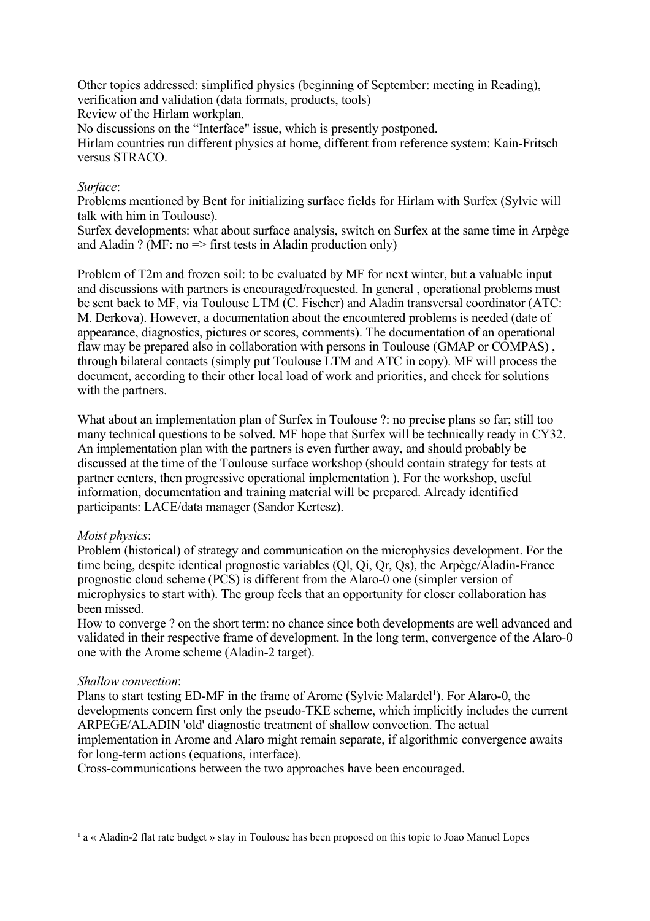Other topics addressed: simplified physics (beginning of September: meeting in Reading), verification and validation (data formats, products, tools)
Review of the Hirlam workplan.
No discussions on the "Interface" issue, which is presently postponed.
Hirlam countries run different physics at home, different from reference system: Kain-Fritsch versus STRACO.

*Surface*:
Problems mentioned by Bent for initializing surface fields for Hirlam with Surfex (Sylvie will talk with him in Toulouse).
Surfex developments: what about surface analysis, switch on Surfex at the same time in Arpège and Aladin ? (MF: no => first tests in Aladin production only)

Problem of T2m and frozen soil: to be evaluated by MF for next winter, but a valuable input and discussions with partners is encouraged/requested. In general , operational problems must be sent back to MF, via Toulouse LTM (C. Fischer) and Aladin transversal coordinator (ATC: M. Derkova). However, a documentation about the encountered problems is needed (date of appearance, diagnostics, pictures or scores, comments). The documentation of an operational flaw may be prepared also in collaboration with persons in Toulouse (GMAP or COMPAS) , through bilateral contacts (simply put Toulouse LTM and ATC in copy). MF will process the document, according to their other local load of work and priorities, and check for solutions with the partners.

What about an implementation plan of Surfex in Toulouse ?: no precise plans so far; still too many technical questions to be solved. MF hope that Surfex will be technically ready in CY32. An implementation plan with the partners is even further away, and should probably be discussed at the time of the Toulouse surface workshop (should contain strategy for tests at partner centers, then progressive operational implementation ). For the workshop, useful information, documentation and training material will be prepared. Already identified participants: LACE/data manager (Sandor Kertesz).

*Moist physics*:
Problem (historical) of strategy and communication on the microphysics development. For the time being, despite identical prognostic variables (Ql, Qi, Qr, Qs), the Arpège/Aladin-France prognostic cloud scheme (PCS) is different from the Alaro-0 one (simpler version of microphysics to start with). The group feels that an opportunity for closer collaboration has been missed.
How to converge ? on the short term: no chance since both developments are well advanced and validated in their respective frame of development. In the long term, convergence of the Alaro-0 one with the Arome scheme (Aladin-2 target).

*Shallow convection*:
Plans to start testing ED-MF in the frame of Arome (Sylvie Malardel[1]). For Alaro-0, the developments concern first only the pseudo-TKE scheme, which implicitly includes the current ARPEGE/ALADIN 'old' diagnostic treatment of shallow convection. The actual implementation in Arome and Alaro might remain separate, if algorithmic convergence awaits for long-term actions (equations, interface).
Cross-communications between the two approaches have been encouraged.

---

[1] a « Aladin-2 flat rate budget » stay in Toulouse has been proposed on this topic to Joao Manuel Lopes